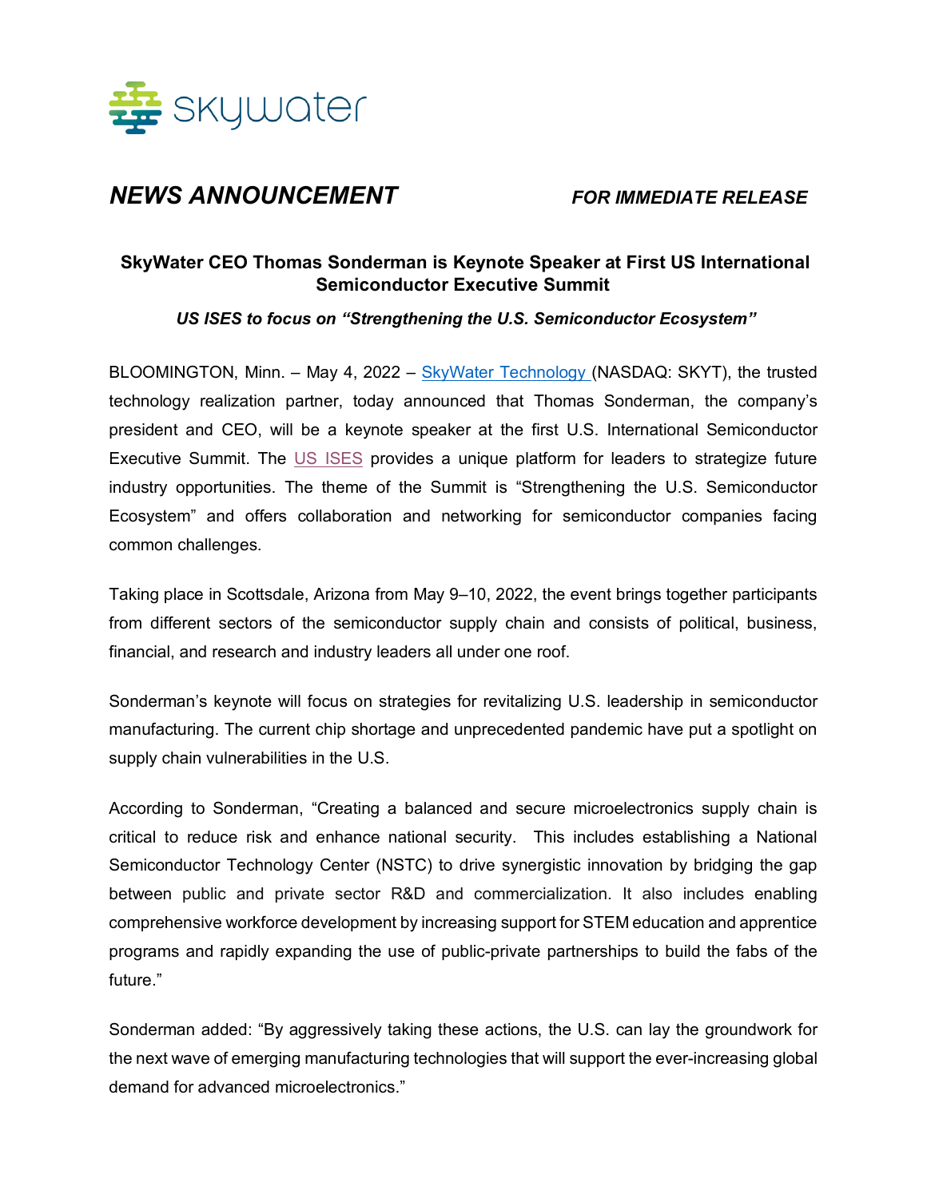skywater

***NEWS ANNOUNCEMENT*** ***FOR IMMEDIATE RELEASE***

## SkyWater CEO Thomas Sonderman is Keynote Speaker at First US International Semiconductor Executive Summit

***US ISES to focus on "Strengthening the U.S. Semiconductor Ecosystem"***

BLOOMINGTON, Minn. – May 4, 2022 – SkyWater Technology (NASDAQ: SKYT), the trusted technology realization partner, today announced that Thomas Sonderman, the company's president and CEO, will be a keynote speaker at the first U.S. International Semiconductor Executive Summit. The US ISES provides a unique platform for leaders to strategize future industry opportunities. The theme of the Summit is "Strengthening the U.S. Semiconductor Ecosystem" and offers collaboration and networking for semiconductor companies facing common challenges.

Taking place in Scottsdale, Arizona from May 9–10, 2022, the event brings together participants from different sectors of the semiconductor supply chain and consists of political, business, financial, and research and industry leaders all under one roof.

Sonderman's keynote will focus on strategies for revitalizing U.S. leadership in semiconductor manufacturing. The current chip shortage and unprecedented pandemic have put a spotlight on supply chain vulnerabilities in the U.S.

According to Sonderman, "Creating a balanced and secure microelectronics supply chain is critical to reduce risk and enhance national security. This includes establishing a National Semiconductor Technology Center (NSTC) to drive synergistic innovation by bridging the gap between public and private sector R&D and commercialization. It also includes enabling comprehensive workforce development by increasing support for STEM education and apprentice programs and rapidly expanding the use of public-private partnerships to build the fabs of the future."

Sonderman added: "By aggressively taking these actions, the U.S. can lay the groundwork for the next wave of emerging manufacturing technologies that will support the ever-increasing global demand for advanced microelectronics."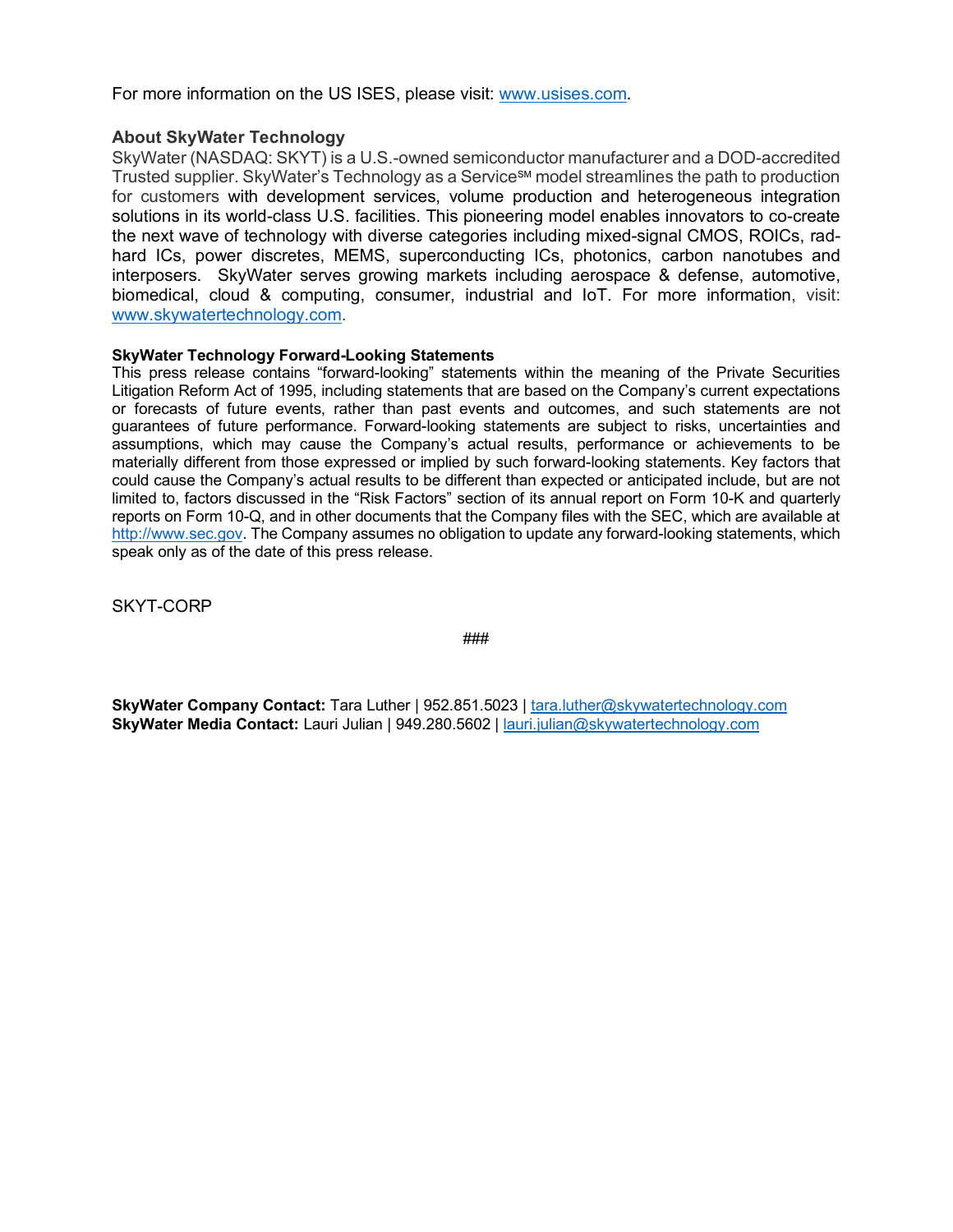For more information on the US ISES, please visit: www.usises.com.

### About SkyWater Technology

SkyWater (NASDAQ: SKYT) is a U.S.-owned semiconductor manufacturer and a DOD-accredited Trusted supplier. SkyWater's Technology as a Service℠ model streamlines the path to production for customers with development services, volume production and heterogeneous integration solutions in its world-class U.S. facilities. This pioneering model enables innovators to co-create the next wave of technology with diverse categories including mixed-signal CMOS, ROICs, rad-hard ICs, power discretes, MEMS, superconducting ICs, photonics, carbon nanotubes and interposers. SkyWater serves growing markets including aerospace & defense, automotive, biomedical, cloud & computing, consumer, industrial and IoT. For more information, visit: www.skywatertechnology.com.

**SkyWater Technology Forward-Looking Statements**

This press release contains "forward-looking" statements within the meaning of the Private Securities Litigation Reform Act of 1995, including statements that are based on the Company's current expectations or forecasts of future events, rather than past events and outcomes, and such statements are not guarantees of future performance. Forward-looking statements are subject to risks, uncertainties and assumptions, which may cause the Company's actual results, performance or achievements to be materially different from those expressed or implied by such forward-looking statements. Key factors that could cause the Company's actual results to be different than expected or anticipated include, but are not limited to, factors discussed in the "Risk Factors" section of its annual report on Form 10-K and quarterly reports on Form 10-Q, and in other documents that the Company files with the SEC, which are available at http://www.sec.gov. The Company assumes no obligation to update any forward-looking statements, which speak only as of the date of this press release.

SKYT-CORP

###

**SkyWater Company Contact:** Tara Luther | 952.851.5023 | tara.luther@skywatertechnology.com
**SkyWater Media Contact:** Lauri Julian | 949.280.5602 | lauri.julian@skywatertechnology.com